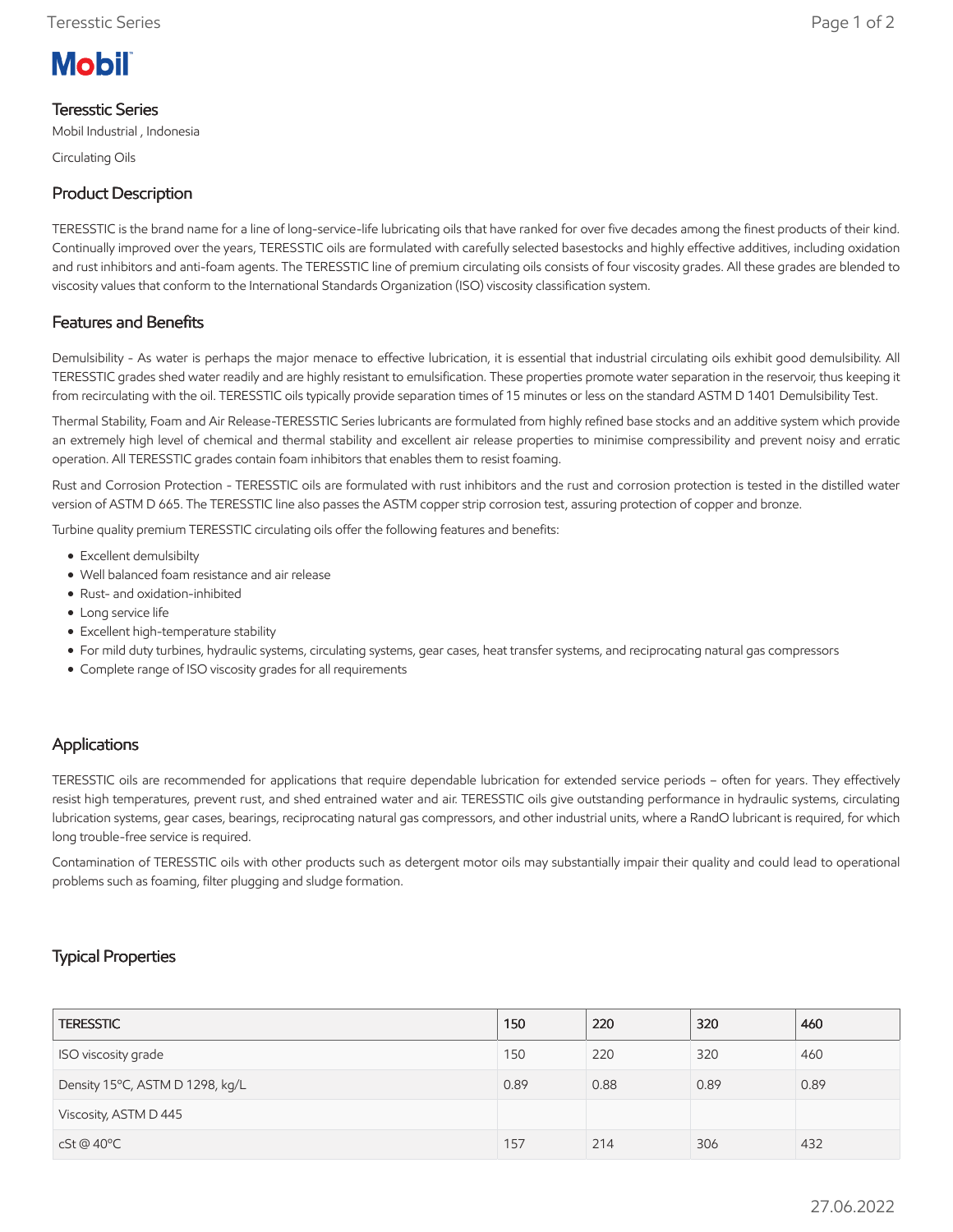Mobil

# Teresstic Series

Mobil Industrial , Indonesia

Circulating Oils

## Product Description

TERESSTIC is the brand name for a line of long-service-life lubricating oils that have ranked for over five decades among the finest products of their kind. Continually improved over the years, TERESSTIC oils are formulated with carefully selected basestocks and highly effective additives, including oxidation and rust inhibitors and anti-foam agents. The TERESSTIC line of premium circulating oils consists of four viscosity grades. All these grades are blended to viscosity values that conform to the International Standards Organization (ISO) viscosity classification system.

## Features and Benefits

Demulsibility - As water is perhaps the major menace to effective lubrication, it is essential that industrial circulating oils exhibit good demulsibility. All TERESSTIC grades shed water readily and are highly resistant to emulsification. These properties promote water separation in the reservoir, thus keeping it from recirculating with the oil. TERESSTIC oils typically provide separation times of 15 minutes or less on the standard ASTM D 1401 Demulsibility Test.

Thermal Stability, Foam and Air Release-TERESSTIC Series lubricants are formulated from highly refined base stocks and an additive system which provide an extremely high level of chemical and thermal stability and excellent air release properties to minimise compressibility and prevent noisy and erratic operation. All TERESSTIC grades contain foam inhibitors that enables them to resist foaming.

Rust and Corrosion Protection - TERESSTIC oils are formulated with rust inhibitors and the rust and corrosion protection is tested in the distilled water version of ASTM D 665. The TERESSTIC line also passes the ASTM copper strip corrosion test, assuring protection of copper and bronze.

Turbine quality premium TERESSTIC circulating oils offer the following features and benefits:

- Excellent demulsibilty
- Well balanced foam resistance and air release
- Rust- and oxidation-inhibited
- Long service life
- Excellent high-temperature stability
- For mild duty turbines, hydraulic systems, circulating systems, gear cases, heat transfer systems, and reciprocating natural gas compressors
- Complete range of ISO viscosity grades for all requirements

## Applications

TERESSTIC oils are recommended for applications that require dependable lubrication for extended service periods – often for years. They effectively resist high temperatures, prevent rust, and shed entrained water and air. TERESSTIC oils give outstanding performance in hydraulic systems, circulating lubrication systems, gear cases, bearings, reciprocating natural gas compressors, and other industrial units, where a RandO lubricant is required, for which long trouble-free service is required.

Contamination of TERESSTIC oils with other products such as detergent motor oils may substantially impair their quality and could lead to operational problems such as foaming, filter plugging and sludge formation.

## Typical Properties

| TERESSTIC | 150 | 220 | 320 | 460 |
|---|---|---|---|---|
| ISO viscosity grade | 150 | 220 | 320 | 460 |
| Density 15°C, ASTM D 1298, kg/L | 0.89 | 0.88 | 0.89 | 0.89 |
| Viscosity, ASTM D 445 | | | | |
| cSt @ 40°C | 157 | 214 | 306 | 432 |

27.06.2022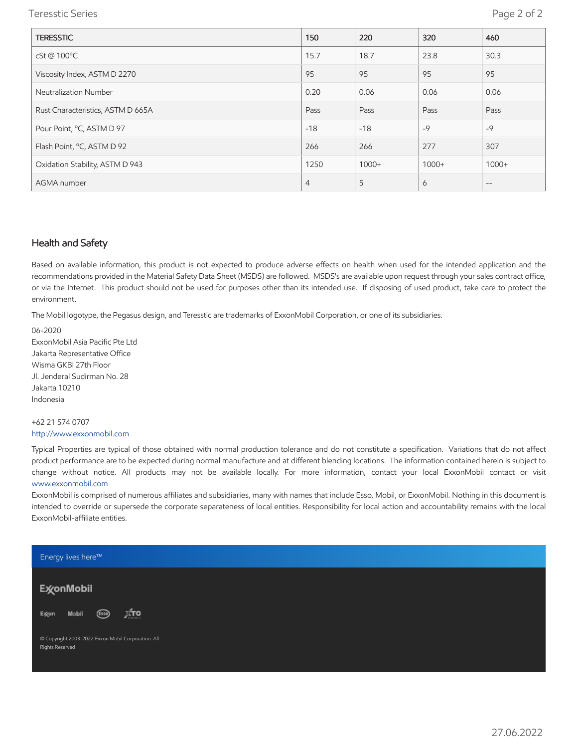| TERESSTIC | 150 | 220 | 320 | 460 |
|---|---|---|---|---|
| cSt @ 100ºC | 15.7 | 18.7 | 23.8 | 30.3 |
| Viscosity Index, ASTM D 2270 | 95 | 95 | 95 | 95 |
| Neutralization Number | 0.20 | 0.06 | 0.06 | 0.06 |
| Rust Characteristics, ASTM D 665A | Pass | Pass | Pass | Pass |
| Pour Point, ºC, ASTM D 97 | -18 | -18 | -9 | -9 |
| Flash Point, ºC, ASTM D 92 | 266 | 266 | 277 | 307 |
| Oxidation Stability, ASTM D 943 | 1250 | 1000+ | 1000+ | 1000+ |
| AGMA number | 4 | 5 | 6 | -- |

## Health and Safety

Based on available information, this product is not expected to produce adverse effects on health when used for the intended application and the recommendations provided in the Material Safety Data Sheet (MSDS) are followed. MSDS's are available upon request through your sales contract office, or via the Internet. This product should not be used for purposes other than its intended use. If disposing of used product, take care to protect the environment.

The Mobil logotype, the Pegasus design, and Teresstic are trademarks of ExxonMobil Corporation, or one of its subsidiaries.

06-2020
ExxonMobil Asia Pacific Pte Ltd
Jakarta Representative Office
Wisma GKBI 27th Floor
Jl. Jenderal Sudirman No. 28
Jakarta 10210
Indonesia

+62 21 574 0707
http://www.exxonmobil.com

Typical Properties are typical of those obtained with normal production tolerance and do not constitute a specification. Variations that do not affect product performance are to be expected during normal manufacture and at different blending locations. The information contained herein is subject to change without notice. All products may not be available locally. For more information, contact your local ExxonMobil contact or visit www.exxonmobil.com

ExxonMobil is comprised of numerous affiliates and subsidiaries, many with names that include Esso, Mobil, or ExxonMobil. Nothing in this document is intended to override or supersede the corporate separateness of local entities. Responsibility for local action and accountability remains with the local ExxonMobil-affiliate entities.

Energy lives here™

ExxonMobil

Exxon Mobil Esso XTO

© Copyright 2003-2022 Exxon Mobil Corporation. All Rights Reserved